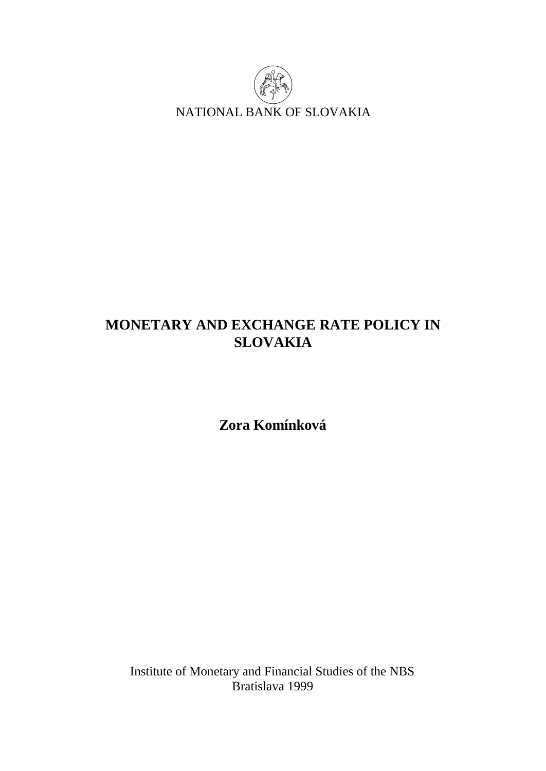NATIONAL BANK OF SLOVAKIA

# MONETARY AND EXCHANGE RATE POLICY IN SLOVAKIA

**Zora Komínková**

Institute of Monetary and Financial Studies of the NBS
Bratislava 1999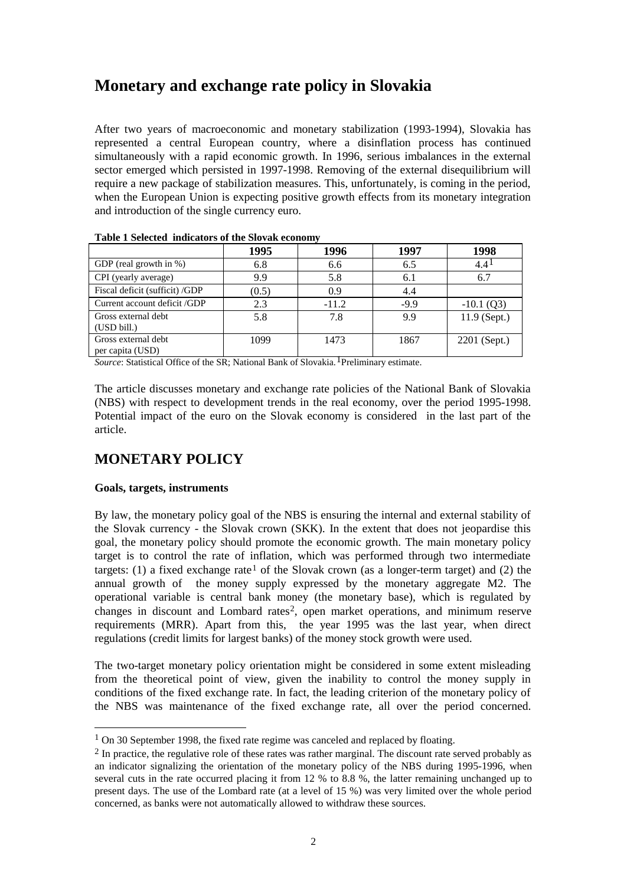# Monetary and exchange rate policy in Slovakia

After two years of macroeconomic and monetary stabilization (1993-1994), Slovakia has represented a central European country, where a disinflation process has continued simultaneously with a rapid economic growth. In 1996, serious imbalances in the external sector emerged which persisted in 1997-1998. Removing of the external disequilibrium will require a new package of stabilization measures. This, unfortunately, is coming in the period, when the European Union is expecting positive growth effects from its monetary integration and introduction of the single currency euro.

**Table 1 Selected indicators of the Slovak economy**

| | 1995 | 1996 | 1997 | 1998 |
|---|---|---|---|---|
| GDP (real growth in %) | 6.8 | 6.6 | 6.5 | 4.4[1] |
| CPI (yearly average) | 9.9 | 5.8 | 6.1 | 6.7 |
| Fiscal deficit (sufficit) /GDP | (0.5) | 0.9 | 4.4 | |
| Current account deficit /GDP | 2.3 | -11.2 | -9.9 | -10.1 (Q3) |
| Gross external debt (USD bill.) | 5.8 | 7.8 | 9.9 | 11.9 (Sept.) |
| Gross external debt per capita (USD) | 1099 | 1473 | 1867 | 2201 (Sept.) |

*Source*: Statistical Office of the SR; National Bank of Slovakia. [1]Preliminary estimate.

The article discusses monetary and exchange rate policies of the National Bank of Slovakia (NBS) with respect to development trends in the real economy, over the period 1995-1998. Potential impact of the euro on the Slovak economy is considered in the last part of the article.

## MONETARY POLICY

**Goals, targets, instruments**

By law, the monetary policy goal of the NBS is ensuring the internal and external stability of the Slovak currency - the Slovak crown (SKK). In the extent that does not jeopardise this goal, the monetary policy should promote the economic growth. The main monetary policy target is to control the rate of inflation, which was performed through two intermediate targets: (1) a fixed exchange rate[1] of the Slovak crown (as a longer-term target) and (2) the annual growth of the money supply expressed by the monetary aggregate M2. The operational variable is central bank money (the monetary base), which is regulated by changes in discount and Lombard rates[2], open market operations, and minimum reserve requirements (MRR). Apart from this, the year 1995 was the last year, when direct regulations (credit limits for largest banks) of the money stock growth were used.

The two-target monetary policy orientation might be considered in some extent misleading from the theoretical point of view, given the inability to control the money supply in conditions of the fixed exchange rate. In fact, the leading criterion of the monetary policy of the NBS was maintenance of the fixed exchange rate, all over the period concerned.

---

[1] On 30 September 1998, the fixed rate regime was canceled and replaced by floating.

[2] In practice, the regulative role of these rates was rather marginal. The discount rate served probably as an indicator signalizing the orientation of the monetary policy of the NBS during 1995-1996, when several cuts in the rate occurred placing it from 12 % to 8.8 %, the latter remaining unchanged up to present days. The use of the Lombard rate (at a level of 15 %) was very limited over the whole period concerned, as banks were not automatically allowed to withdraw these sources.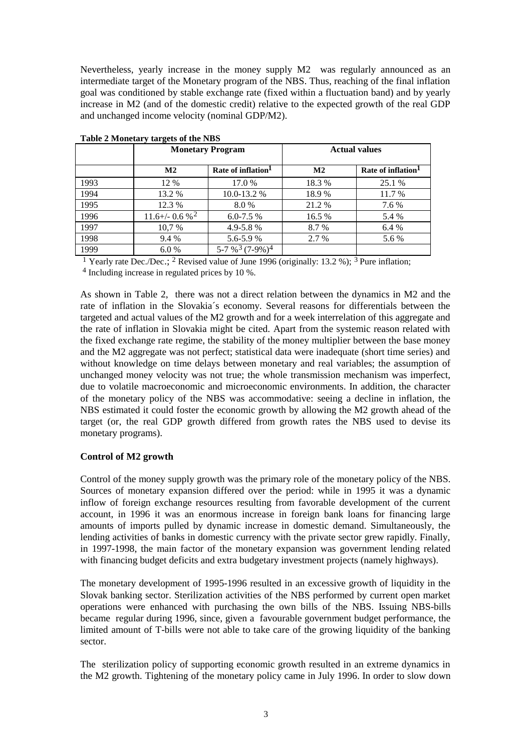Nevertheless, yearly increase in the money supply M2 was regularly announced as an intermediate target of the Monetary program of the NBS. Thus, reaching of the final inflation goal was conditioned by stable exchange rate (fixed within a fluctuation band) and by yearly increase in M2 (and of the domestic credit) relative to the expected growth of the real GDP and unchanged income velocity (nominal GDP/M2).

**Table 2 Monetary targets of the NBS**

| | **Monetary Program** | | **Actual values** | |
|---|---|---|---|---|
| | **M2** | **Rate of inflation[1]** | **M2** | **Rate of inflation[1]** |
| 1993 | 12 % | 17.0 % | 18.3 % | 25.1 % |
| 1994 | 13.2 % | 10.0-13.2 % | 18.9 % | 11.7 % |
| 1995 | 12.3 % | 8.0 % | 21.2 % | 7.6 % |
| 1996 | 11.6+/- 0.6 %[2] | 6.0-7.5 % | 16.5 % | 5.4 % |
| 1997 | 10,7 % | 4.9-5.8 % | 8.7 % | 6.4 % |
| 1998 | 9.4 % | 5.6-5.9 % | 2.7 % | 5.6 % |
| 1999 | 6.0 % | 5-7 %[3] (7-9%)[4] | | |

[1] Yearly rate Dec./Dec.; [2] Revised value of June 1996 (originally: 13.2 %); [3] Pure inflation;
[4] Including increase in regulated prices by 10 %.

As shown in Table 2, there was not a direct relation between the dynamics in M2 and the rate of inflation in the Slovakia´s economy. Several reasons for differentials between the targeted and actual values of the M2 growth and for a week interrelation of this aggregate and the rate of inflation in Slovakia might be cited. Apart from the systemic reason related with the fixed exchange rate regime, the stability of the money multiplier between the base money and the M2 aggregate was not perfect; statistical data were inadequate (short time series) and without knowledge on time delays between monetary and real variables; the assumption of unchanged money velocity was not true; the whole transmission mechanism was imperfect, due to volatile macroeconomic and microeconomic environments. In addition, the character of the monetary policy of the NBS was accommodative: seeing a decline in inflation, the NBS estimated it could foster the economic growth by allowing the M2 growth ahead of the target (or, the real GDP growth differed from growth rates the NBS used to devise its monetary programs).

**Control of M2 growth**

Control of the money supply growth was the primary role of the monetary policy of the NBS. Sources of monetary expansion differed over the period: while in 1995 it was a dynamic inflow of foreign exchange resources resulting from favorable development of the current account, in 1996 it was an enormous increase in foreign bank loans for financing large amounts of imports pulled by dynamic increase in domestic demand. Simultaneously, the lending activities of banks in domestic currency with the private sector grew rapidly. Finally, in 1997-1998, the main factor of the monetary expansion was government lending related with financing budget deficits and extra budgetary investment projects (namely highways).

The monetary development of 1995-1996 resulted in an excessive growth of liquidity in the Slovak banking sector. Sterilization activities of the NBS performed by current open market operations were enhanced with purchasing the own bills of the NBS. Issuing NBS-bills became regular during 1996, since, given a favourable government budget performance, the limited amount of T-bills were not able to take care of the growing liquidity of the banking sector.

The sterilization policy of supporting economic growth resulted in an extreme dynamics in the M2 growth. Tightening of the monetary policy came in July 1996. In order to slow down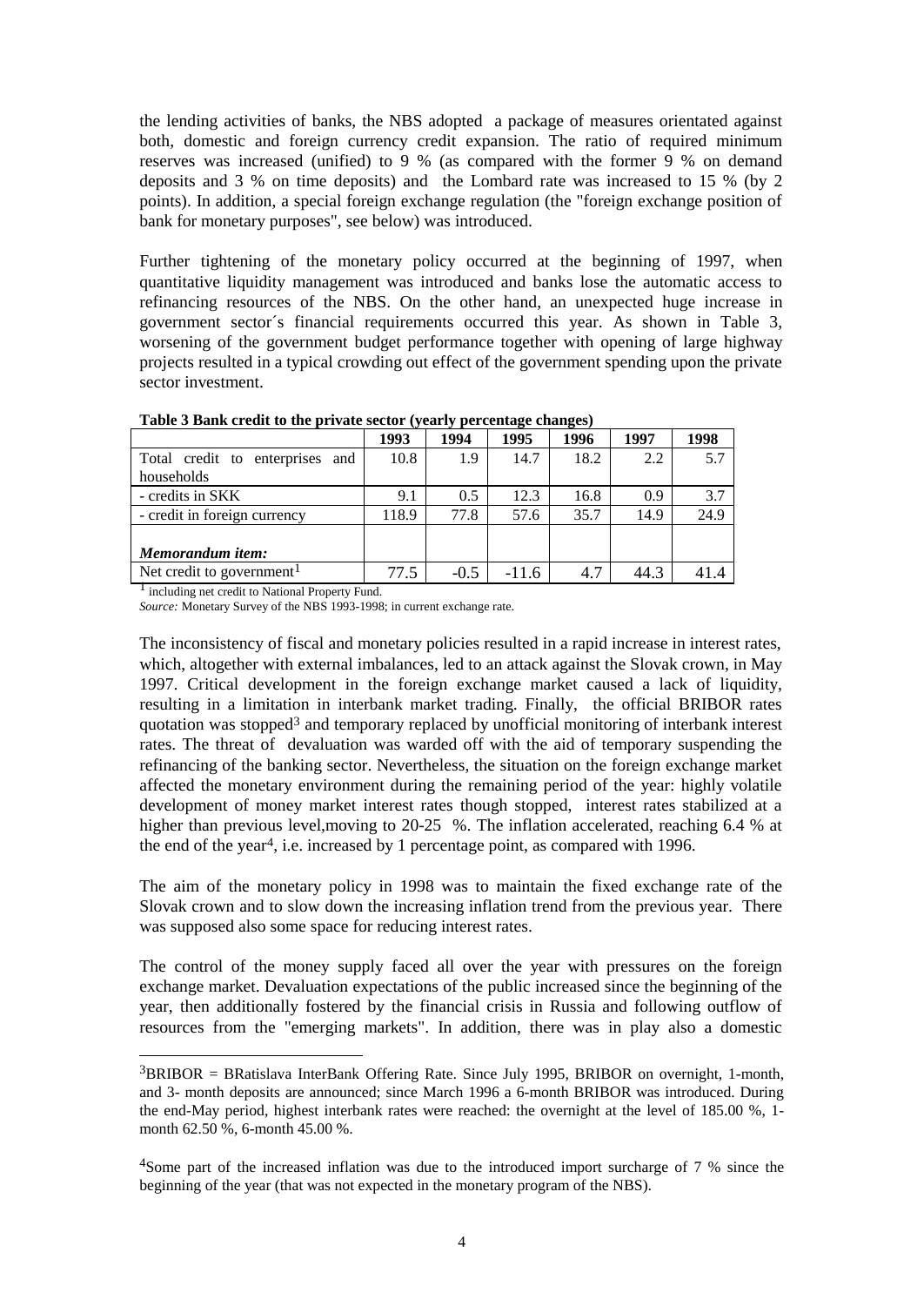the lending activities of banks, the NBS adopted a package of measures orientated against both, domestic and foreign currency credit expansion. The ratio of required minimum reserves was increased (unified) to 9 % (as compared with the former 9 % on demand deposits and 3 % on time deposits) and the Lombard rate was increased to 15 % (by 2 points). In addition, a special foreign exchange regulation (the "foreign exchange position of bank for monetary purposes", see below) was introduced.

Further tightening of the monetary policy occurred at the beginning of 1997, when quantitative liquidity management was introduced and banks lose the automatic access to refinancing resources of the NBS. On the other hand, an unexpected huge increase in government sector´s financial requirements occurred this year. As shown in Table 3, worsening of the government budget performance together with opening of large highway projects resulted in a typical crowding out effect of the government spending upon the private sector investment.

**Table 3 Bank credit to the private sector (yearly percentage changes)**

| | 1993 | 1994 | 1995 | 1996 | 1997 | 1998 |
|---|---|---|---|---|---|---|
| Total credit to enterprises and households | 10.8 | 1.9 | 14.7 | 18.2 | 2.2 | 5.7 |
| - credits in SKK | 9.1 | 0.5 | 12.3 | 16.8 | 0.9 | 3.7 |
| - credit in foreign currency | 118.9 | 77.8 | 57.6 | 35.7 | 14.9 | 24.9 |
| ***Memorandum item:*** | | | | | | |
| Net credit to government[1] | 77.5 | -0.5 | -11.6 | 4.7 | 44.3 | 41.4 |

[1] including net credit to National Property Fund.

*Source:* Monetary Survey of the NBS 1993-1998; in current exchange rate.

The inconsistency of fiscal and monetary policies resulted in a rapid increase in interest rates, which, altogether with external imbalances, led to an attack against the Slovak crown, in May 1997. Critical development in the foreign exchange market caused a lack of liquidity, resulting in a limitation in interbank market trading. Finally, the official BRIBOR rates quotation was stopped[3] and temporary replaced by unofficial monitoring of interbank interest rates. The threat of devaluation was warded off with the aid of temporary suspending the refinancing of the banking sector. Nevertheless, the situation on the foreign exchange market affected the monetary environment during the remaining period of the year: highly volatile development of money market interest rates though stopped, interest rates stabilized at a higher than previous level,moving to 20-25 %. The inflation accelerated, reaching 6.4 % at the end of the year[4], i.e. increased by 1 percentage point, as compared with 1996.

The aim of the monetary policy in 1998 was to maintain the fixed exchange rate of the Slovak crown and to slow down the increasing inflation trend from the previous year. There was supposed also some space for reducing interest rates.

The control of the money supply faced all over the year with pressures on the foreign exchange market. Devaluation expectations of the public increased since the beginning of the year, then additionally fostered by the financial crisis in Russia and following outflow of resources from the "emerging markets". In addition, there was in play also a domestic

---

[3]BRIBOR = BRatislava InterBank Offering Rate. Since July 1995, BRIBOR on overnight, 1-month, and 3- month deposits are announced; since March 1996 a 6-month BRIBOR was introduced. During the end-May period, highest interbank rates were reached: the overnight at the level of 185.00 %, 1-month 62.50 %, 6-month 45.00 %.

[4]Some part of the increased inflation was due to the introduced import surcharge of 7 % since the beginning of the year (that was not expected in the monetary program of the NBS).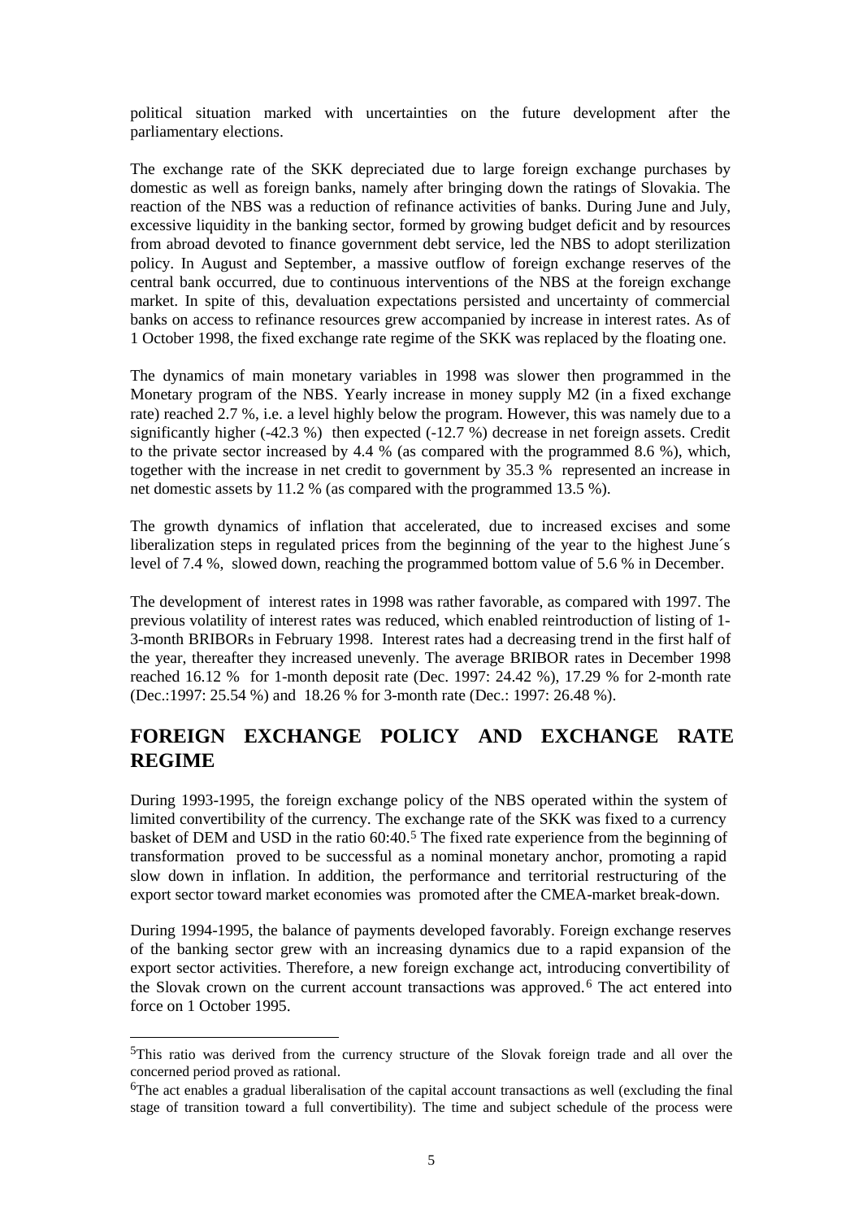political situation marked with uncertainties on the future development after the parliamentary elections.

The exchange rate of the SKK depreciated due to large foreign exchange purchases by domestic as well as foreign banks, namely after bringing down the ratings of Slovakia. The reaction of the NBS was a reduction of refinance activities of banks. During June and July, excessive liquidity in the banking sector, formed by growing budget deficit and by resources from abroad devoted to finance government debt service, led the NBS to adopt sterilization policy. In August and September, a massive outflow of foreign exchange reserves of the central bank occurred, due to continuous interventions of the NBS at the foreign exchange market. In spite of this, devaluation expectations persisted and uncertainty of commercial banks on access to refinance resources grew accompanied by increase in interest rates. As of 1 October 1998, the fixed exchange rate regime of the SKK was replaced by the floating one.

The dynamics of main monetary variables in 1998 was slower then programmed in the Monetary program of the NBS. Yearly increase in money supply M2 (in a fixed exchange rate) reached 2.7 %, i.e. a level highly below the program. However, this was namely due to a significantly higher (-42.3 %) then expected (-12.7 %) decrease in net foreign assets. Credit to the private sector increased by 4.4 % (as compared with the programmed 8.6 %), which, together with the increase in net credit to government by 35.3 % represented an increase in net domestic assets by 11.2 % (as compared with the programmed 13.5 %).

The growth dynamics of inflation that accelerated, due to increased excises and some liberalization steps in regulated prices from the beginning of the year to the highest June´s level of 7.4 %, slowed down, reaching the programmed bottom value of 5.6 % in December.

The development of interest rates in 1998 was rather favorable, as compared with 1997. The previous volatility of interest rates was reduced, which enabled reintroduction of listing of 1-3-month BRIBORs in February 1998. Interest rates had a decreasing trend in the first half of the year, thereafter they increased unevenly. The average BRIBOR rates in December 1998 reached 16.12 % for 1-month deposit rate (Dec. 1997: 24.42 %), 17.29 % for 2-month rate (Dec.:1997: 25.54 %) and 18.26 % for 3-month rate (Dec.: 1997: 26.48 %).

## FOREIGN EXCHANGE POLICY AND EXCHANGE RATE REGIME

During 1993-1995, the foreign exchange policy of the NBS operated within the system of limited convertibility of the currency. The exchange rate of the SKK was fixed to a currency basket of DEM and USD in the ratio 60:40.[5] The fixed rate experience from the beginning of transformation proved to be successful as a nominal monetary anchor, promoting a rapid slow down in inflation. In addition, the performance and territorial restructuring of the export sector toward market economies was promoted after the CMEA-market break-down.

During 1994-1995, the balance of payments developed favorably. Foreign exchange reserves of the banking sector grew with an increasing dynamics due to a rapid expansion of the export sector activities. Therefore, a new foreign exchange act, introducing convertibility of the Slovak crown on the current account transactions was approved.[6] The act entered into force on 1 October 1995.

---

[5]This ratio was derived from the currency structure of the Slovak foreign trade and all over the concerned period proved as rational.

[6]The act enables a gradual liberalisation of the capital account transactions as well (excluding the final stage of transition toward a full convertibility). The time and subject schedule of the process were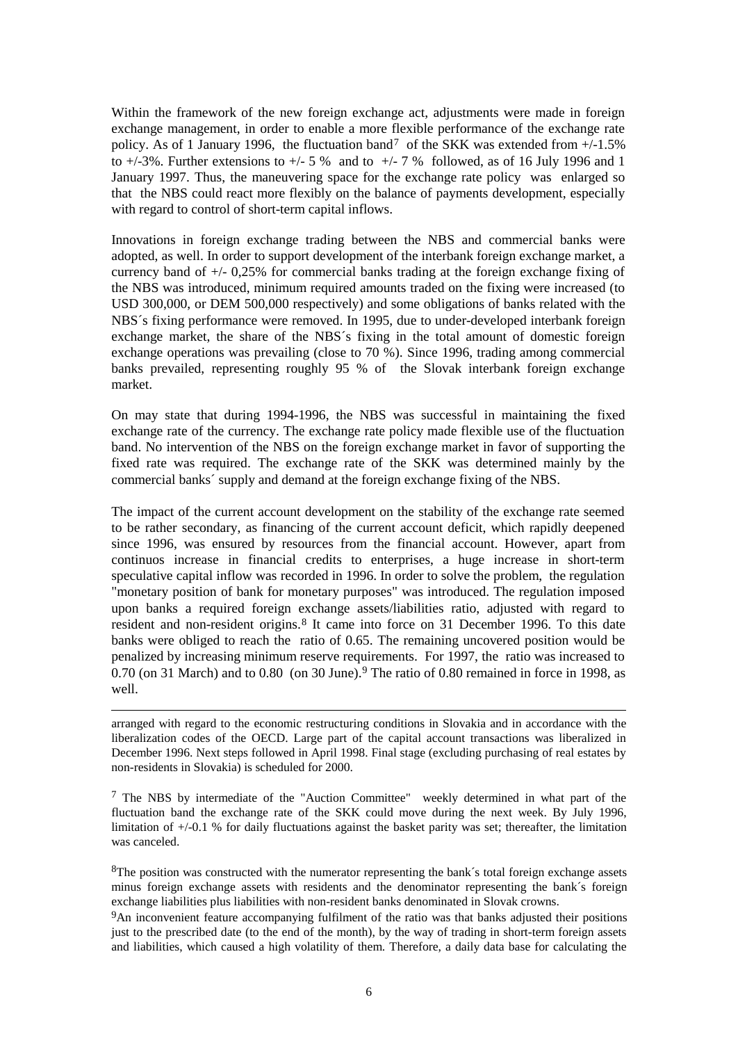Within the framework of the new foreign exchange act, adjustments were made in foreign exchange management, in order to enable a more flexible performance of the exchange rate policy. As of 1 January 1996, the fluctuation band[7] of the SKK was extended from +/-1.5% to +/-3%. Further extensions to +/- 5 % and to +/- 7 % followed, as of 16 July 1996 and 1 January 1997. Thus, the maneuvering space for the exchange rate policy was enlarged so that the NBS could react more flexibly on the balance of payments development, especially with regard to control of short-term capital inflows.

Innovations in foreign exchange trading between the NBS and commercial banks were adopted, as well. In order to support development of the interbank foreign exchange market, a currency band of +/- 0,25% for commercial banks trading at the foreign exchange fixing of the NBS was introduced, minimum required amounts traded on the fixing were increased (to USD 300,000, or DEM 500,000 respectively) and some obligations of banks related with the NBS´s fixing performance were removed. In 1995, due to under-developed interbank foreign exchange market, the share of the NBS´s fixing in the total amount of domestic foreign exchange operations was prevailing (close to 70 %). Since 1996, trading among commercial banks prevailed, representing roughly 95 % of the Slovak interbank foreign exchange market.

On may state that during 1994-1996, the NBS was successful in maintaining the fixed exchange rate of the currency. The exchange rate policy made flexible use of the fluctuation band. No intervention of the NBS on the foreign exchange market in favor of supporting the fixed rate was required. The exchange rate of the SKK was determined mainly by the commercial banks´ supply and demand at the foreign exchange fixing of the NBS.

The impact of the current account development on the stability of the exchange rate seemed to be rather secondary, as financing of the current account deficit, which rapidly deepened since 1996, was ensured by resources from the financial account. However, apart from continuos increase in financial credits to enterprises, a huge increase in short-term speculative capital inflow was recorded in 1996. In order to solve the problem, the regulation "monetary position of bank for monetary purposes" was introduced. The regulation imposed upon banks a required foreign exchange assets/liabilities ratio, adjusted with regard to resident and non-resident origins.[8] It came into force on 31 December 1996. To this date banks were obliged to reach the ratio of 0.65. The remaining uncovered position would be penalized by increasing minimum reserve requirements. For 1997, the ratio was increased to 0.70 (on 31 March) and to 0.80 (on 30 June).[9] The ratio of 0.80 remained in force in 1998, as well.

---

arranged with regard to the economic restructuring conditions in Slovakia and in accordance with the liberalization codes of the OECD. Large part of the capital account transactions was liberalized in December 1996. Next steps followed in April 1998. Final stage (excluding purchasing of real estates by non-residents in Slovakia) is scheduled for 2000.

[7] The NBS by intermediate of the "Auction Committee" weekly determined in what part of the fluctuation band the exchange rate of the SKK could move during the next week. By July 1996, limitation of +/-0.1 % for daily fluctuations against the basket parity was set; thereafter, the limitation was canceled.

[8]The position was constructed with the numerator representing the bank´s total foreign exchange assets minus foreign exchange assets with residents and the denominator representing the bank´s foreign exchange liabilities plus liabilities with non-resident banks denominated in Slovak crowns.

[9]An inconvenient feature accompanying fulfilment of the ratio was that banks adjusted their positions just to the prescribed date (to the end of the month), by the way of trading in short-term foreign assets and liabilities, which caused a high volatility of them. Therefore, a daily data base for calculating the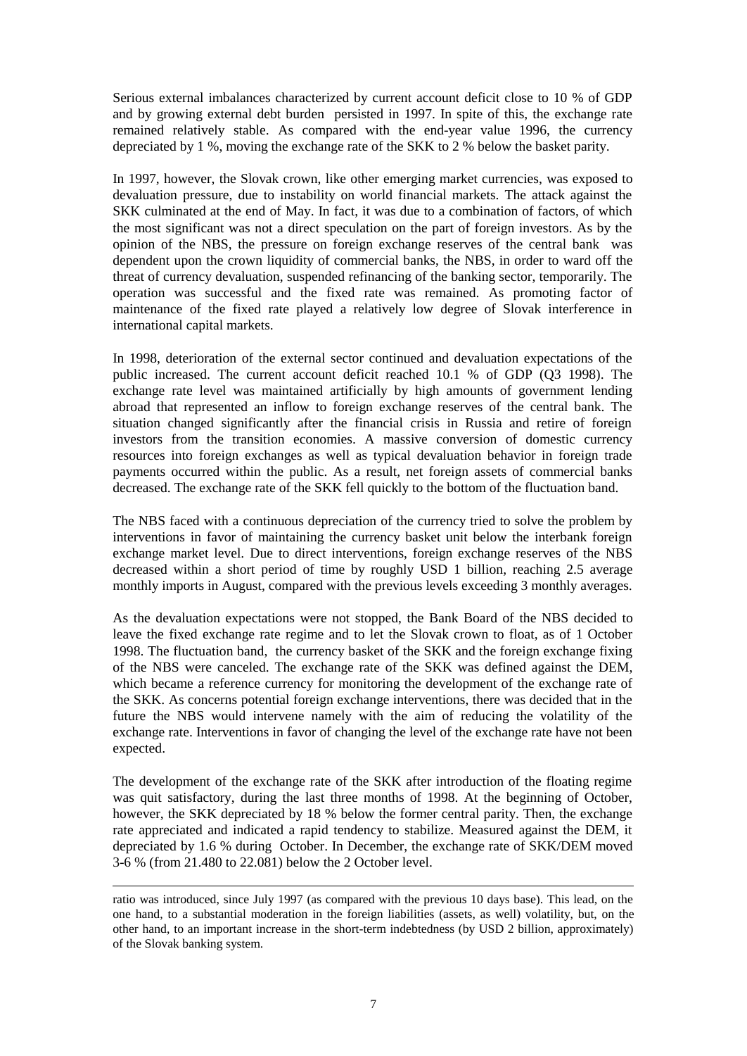Serious external imbalances characterized by current account deficit close to 10 % of GDP and by growing external debt burden persisted in 1997. In spite of this, the exchange rate remained relatively stable. As compared with the end-year value 1996, the currency depreciated by 1 %, moving the exchange rate of the SKK to 2 % below the basket parity.

In 1997, however, the Slovak crown, like other emerging market currencies, was exposed to devaluation pressure, due to instability on world financial markets. The attack against the SKK culminated at the end of May. In fact, it was due to a combination of factors, of which the most significant was not a direct speculation on the part of foreign investors. As by the opinion of the NBS, the pressure on foreign exchange reserves of the central bank was dependent upon the crown liquidity of commercial banks, the NBS, in order to ward off the threat of currency devaluation, suspended refinancing of the banking sector, temporarily. The operation was successful and the fixed rate was remained. As promoting factor of maintenance of the fixed rate played a relatively low degree of Slovak interference in international capital markets.

In 1998, deterioration of the external sector continued and devaluation expectations of the public increased. The current account deficit reached 10.1 % of GDP (Q3 1998). The exchange rate level was maintained artificially by high amounts of government lending abroad that represented an inflow to foreign exchange reserves of the central bank. The situation changed significantly after the financial crisis in Russia and retire of foreign investors from the transition economies. A massive conversion of domestic currency resources into foreign exchanges as well as typical devaluation behavior in foreign trade payments occurred within the public. As a result, net foreign assets of commercial banks decreased. The exchange rate of the SKK fell quickly to the bottom of the fluctuation band.

The NBS faced with a continuous depreciation of the currency tried to solve the problem by interventions in favor of maintaining the currency basket unit below the interbank foreign exchange market level. Due to direct interventions, foreign exchange reserves of the NBS decreased within a short period of time by roughly USD 1 billion, reaching 2.5 average monthly imports in August, compared with the previous levels exceeding 3 monthly averages.

As the devaluation expectations were not stopped, the Bank Board of the NBS decided to leave the fixed exchange rate regime and to let the Slovak crown to float, as of 1 October 1998. The fluctuation band, the currency basket of the SKK and the foreign exchange fixing of the NBS were canceled. The exchange rate of the SKK was defined against the DEM, which became a reference currency for monitoring the development of the exchange rate of the SKK. As concerns potential foreign exchange interventions, there was decided that in the future the NBS would intervene namely with the aim of reducing the volatility of the exchange rate. Interventions in favor of changing the level of the exchange rate have not been expected.

The development of the exchange rate of the SKK after introduction of the floating regime was quit satisfactory, during the last three months of 1998. At the beginning of October, however, the SKK depreciated by 18 % below the former central parity. Then, the exchange rate appreciated and indicated a rapid tendency to stabilize. Measured against the DEM, it depreciated by 1.6 % during October. In December, the exchange rate of SKK/DEM moved 3-6 % (from 21.480 to 22.081) below the 2 October level.

---

ratio was introduced, since July 1997 (as compared with the previous 10 days base). This lead, on the one hand, to a substantial moderation in the foreign liabilities (assets, as well) volatility, but, on the other hand, to an important increase in the short-term indebtedness (by USD 2 billion, approximately) of the Slovak banking system.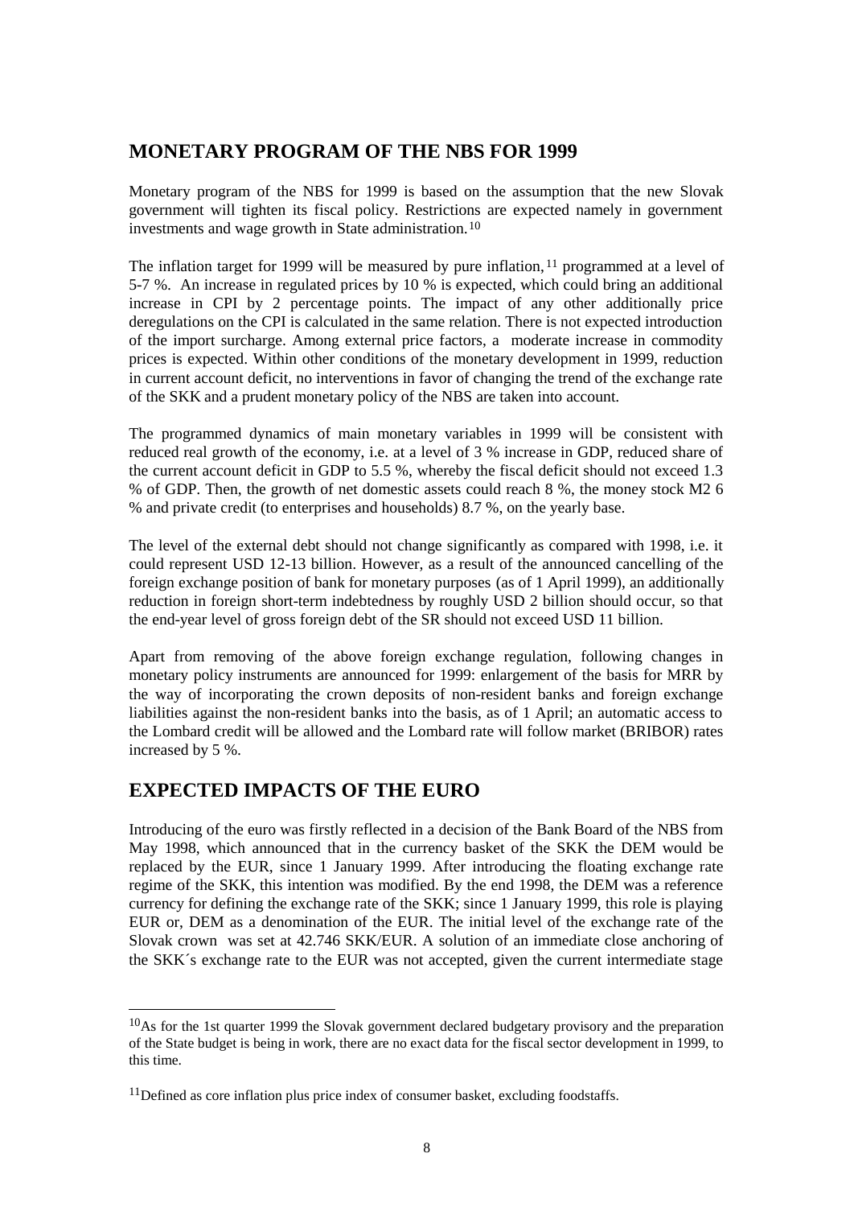## MONETARY PROGRAM OF THE NBS FOR 1999

Monetary program of the NBS for 1999 is based on the assumption that the new Slovak government will tighten its fiscal policy. Restrictions are expected namely in government investments and wage growth in State administration.[10]

The inflation target for 1999 will be measured by pure inflation,[11] programmed at a level of 5-7 %. An increase in regulated prices by 10 % is expected, which could bring an additional increase in CPI by 2 percentage points. The impact of any other additionally price deregulations on the CPI is calculated in the same relation. There is not expected introduction of the import surcharge. Among external price factors, a moderate increase in commodity prices is expected. Within other conditions of the monetary development in 1999, reduction in current account deficit, no interventions in favor of changing the trend of the exchange rate of the SKK and a prudent monetary policy of the NBS are taken into account.

The programmed dynamics of main monetary variables in 1999 will be consistent with reduced real growth of the economy, i.e. at a level of 3 % increase in GDP, reduced share of the current account deficit in GDP to 5.5 %, whereby the fiscal deficit should not exceed 1.3 % of GDP. Then, the growth of net domestic assets could reach 8 %, the money stock M2 6 % and private credit (to enterprises and households) 8.7 %, on the yearly base.

The level of the external debt should not change significantly as compared with 1998, i.e. it could represent USD 12-13 billion. However, as a result of the announced cancelling of the foreign exchange position of bank for monetary purposes (as of 1 April 1999), an additionally reduction in foreign short-term indebtedness by roughly USD 2 billion should occur, so that the end-year level of gross foreign debt of the SR should not exceed USD 11 billion.

Apart from removing of the above foreign exchange regulation, following changes in monetary policy instruments are announced for 1999: enlargement of the basis for MRR by the way of incorporating the crown deposits of non-resident banks and foreign exchange liabilities against the non-resident banks into the basis, as of 1 April; an automatic access to the Lombard credit will be allowed and the Lombard rate will follow market (BRIBOR) rates increased by 5 %.

## EXPECTED IMPACTS OF THE EURO

Introducing of the euro was firstly reflected in a decision of the Bank Board of the NBS from May 1998, which announced that in the currency basket of the SKK the DEM would be replaced by the EUR, since 1 January 1999. After introducing the floating exchange rate regime of the SKK, this intention was modified. By the end 1998, the DEM was a reference currency for defining the exchange rate of the SKK; since 1 January 1999, this role is playing EUR or, DEM as a denomination of the EUR. The initial level of the exchange rate of the Slovak crown was set at 42.746 SKK/EUR. A solution of an immediate close anchoring of the SKK´s exchange rate to the EUR was not accepted, given the current intermediate stage

[10] As for the 1st quarter 1999 the Slovak government declared budgetary provisory and the preparation of the State budget is being in work, there are no exact data for the fiscal sector development in 1999, to this time.

[11] Defined as core inflation plus price index of consumer basket, excluding foodstaffs.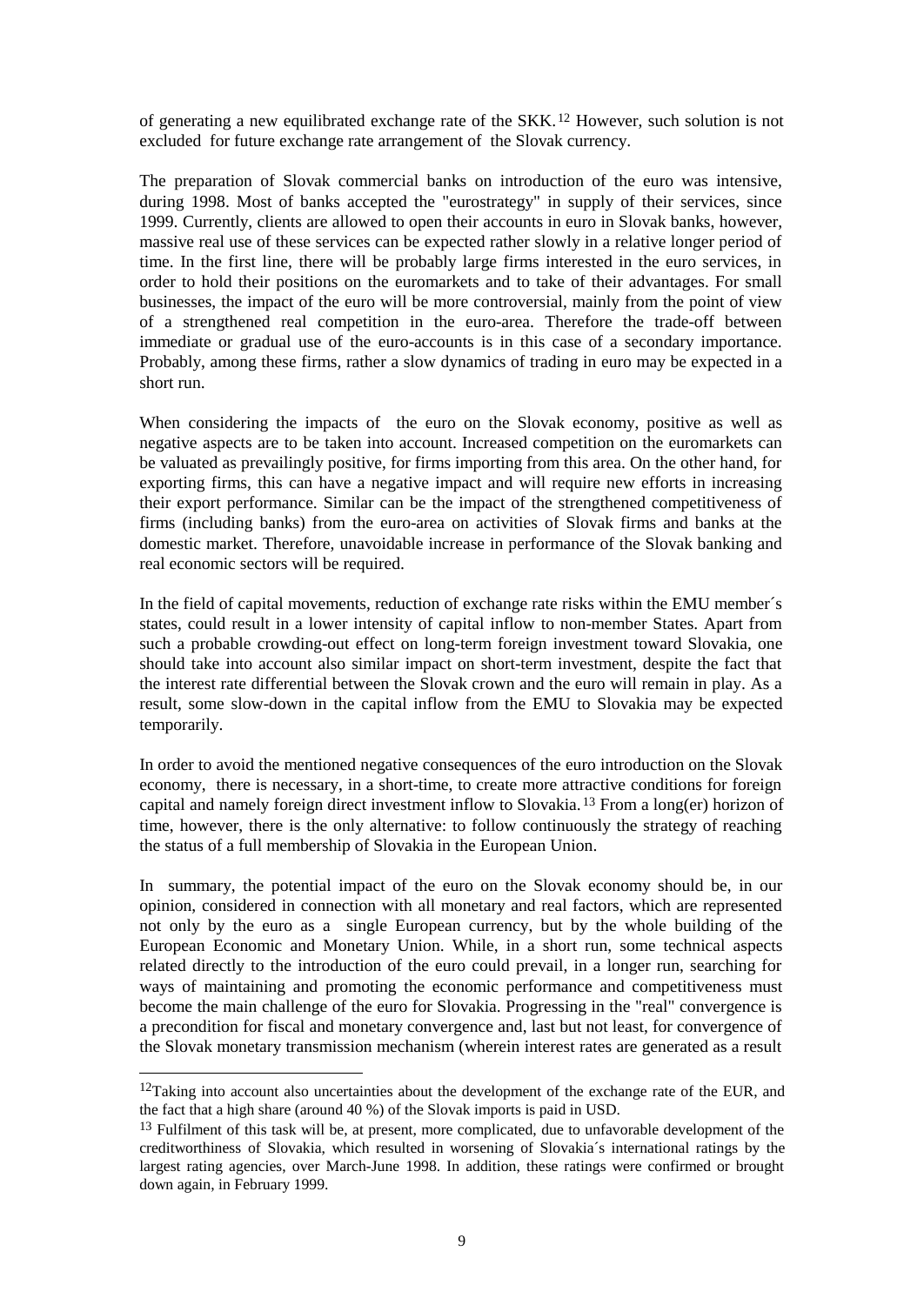of generating a new equilibrated exchange rate of the SKK.[12] However, such solution is not excluded for future exchange rate arrangement of the Slovak currency.

The preparation of Slovak commercial banks on introduction of the euro was intensive, during 1998. Most of banks accepted the "eurostrategy" in supply of their services, since 1999. Currently, clients are allowed to open their accounts in euro in Slovak banks, however, massive real use of these services can be expected rather slowly in a relative longer period of time. In the first line, there will be probably large firms interested in the euro services, in order to hold their positions on the euromarkets and to take of their advantages. For small businesses, the impact of the euro will be more controversial, mainly from the point of view of a strengthened real competition in the euro-area. Therefore the trade-off between immediate or gradual use of the euro-accounts is in this case of a secondary importance. Probably, among these firms, rather a slow dynamics of trading in euro may be expected in a short run.

When considering the impacts of the euro on the Slovak economy, positive as well as negative aspects are to be taken into account. Increased competition on the euromarkets can be valuated as prevailingly positive, for firms importing from this area. On the other hand, for exporting firms, this can have a negative impact and will require new efforts in increasing their export performance. Similar can be the impact of the strengthened competitiveness of firms (including banks) from the euro-area on activities of Slovak firms and banks at the domestic market. Therefore, unavoidable increase in performance of the Slovak banking and real economic sectors will be required.

In the field of capital movements, reduction of exchange rate risks within the EMU member´s states, could result in a lower intensity of capital inflow to non-member States. Apart from such a probable crowding-out effect on long-term foreign investment toward Slovakia, one should take into account also similar impact on short-term investment, despite the fact that the interest rate differential between the Slovak crown and the euro will remain in play. As a result, some slow-down in the capital inflow from the EMU to Slovakia may be expected temporarily.

In order to avoid the mentioned negative consequences of the euro introduction on the Slovak economy, there is necessary, in a short-time, to create more attractive conditions for foreign capital and namely foreign direct investment inflow to Slovakia.[13] From a long(er) horizon of time, however, there is the only alternative: to follow continuously the strategy of reaching the status of a full membership of Slovakia in the European Union.

In summary, the potential impact of the euro on the Slovak economy should be, in our opinion, considered in connection with all monetary and real factors, which are represented not only by the euro as a single European currency, but by the whole building of the European Economic and Monetary Union. While, in a short run, some technical aspects related directly to the introduction of the euro could prevail, in a longer run, searching for ways of maintaining and promoting the economic performance and competitiveness must become the main challenge of the euro for Slovakia. Progressing in the "real" convergence is a precondition for fiscal and monetary convergence and, last but not least, for convergence of the Slovak monetary transmission mechanism (wherein interest rates are generated as a result

---

[12] Taking into account also uncertainties about the development of the exchange rate of the EUR, and the fact that a high share (around 40 %) of the Slovak imports is paid in USD.

[13] Fulfilment of this task will be, at present, more complicated, due to unfavorable development of the creditworthiness of Slovakia, which resulted in worsening of Slovakia´s international ratings by the largest rating agencies, over March-June 1998. In addition, these ratings were confirmed or brought down again, in February 1999.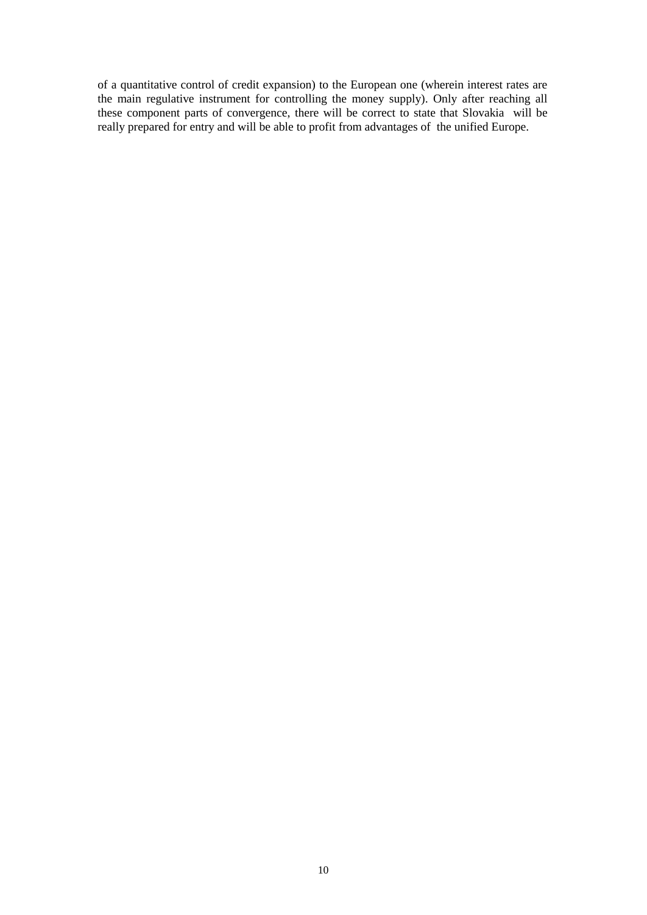of a quantitative control of credit expansion) to the European one (wherein interest rates are the main regulative instrument for controlling the money supply). Only after reaching all these component parts of convergence, there will be correct to state that Slovakia will be really prepared for entry and will be able to profit from advantages of the unified Europe.